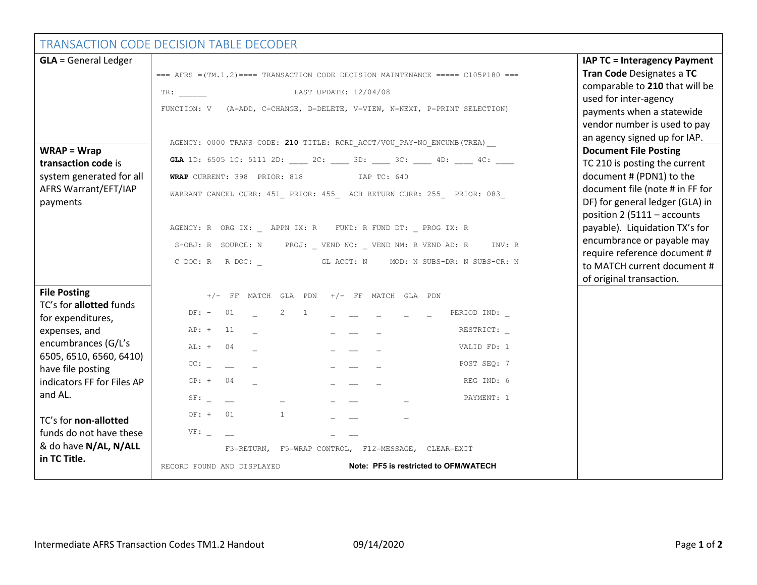# TRANSACTION CODE DECISION TABLE DECODER

**GLA** = General Ledger

**WRAP = Wrap transaction code** is system generated for all AFRS Warrant/EFT/IAP payments

**File Posting**
TC's for **allotted** funds for expenditures, expenses, and encumbrances (G/L's 6505, 6510, 6560, 6410) have file posting indicators FF for Files AP and AL.

TC's for **non-allotted** funds do not have these & do have **N/AL, N/ALL in TC Title.**

```
=== AFRS =(TM.1.2)==== TRANSACTION CODE DECISION MAINTENANCE ===== C105P180 ===

 TR: ______                  LAST UPDATE: 12/04/08

 FUNCTION: V   (A=ADD, C=CHANGE, D=DELETE, V=VIEW, N=NEXT, P=PRINT SELECTION)


   AGENCY: 0000 TRANS CODE: 210 TITLE: RCRD_ACCT/VOU_PAY-NO_ENCUMB(TREA)__

   GLA 1D: 6505 1C: 5111 2D: ____ 2C: ____ 3D: ____ 3C: ____ 4D: ____ 4C: ____

   WRAP CURRENT: 398  PRIOR: 818           IAP TC: 640

   WARRANT CANCEL CURR: 451_ PRIOR: 455_  ACH RETURN CURR: 255_  PRIOR: 083_


   AGENCY: R  ORG IX: _  APPN IX: R    FUND: R FUND DT: _ PROG IX: R

    S-OBJ: R  SOURCE: N     PROJ: _ VEND NO: _ VEND NM: R VEND AD: R     INV: R

    C DOC: R   R DOC: _            GL ACCT: N     MOD: N SUBS-DR: N SUBS-CR: N


        +/-  FF  MATCH  GLA  PDN   +/-  FF  MATCH  GLA  PDN

    DF: -   01    _      2    1     _   __    _     _    _      PERIOD IND: _

    AP: +   11    _                 _   __    _                   RESTRICT: _

    AL: +   04    _                 _   __    _                   VALID FD: 1

    CC: _   __    _                 _   __    _                   POST SEQ: 7

    GP: +   04    _                 _   __    _                    REG IND: 6

    SF: _   __           _          _   __          _              PAYMENT: 1

    OF: +   01           1          _   __          _

    VF: _   __                      _   __

         F3=RETURN,  F5=WRAP CONTROL,  F12=MESSAGE,  CLEAR=EXIT

 RECORD FOUND AND DISPLAYED
```

**Note: PF5 is restricted to OFM/WATECH**

**IAP TC = Interagency Payment Tran Code** Designates a **TC** comparable to **210** that will be used for inter-agency payments when a statewide vendor number is used to pay an agency signed up for IAP.

**Document File Posting**
TC 210 is posting the current document # (PDN1) to the document file (note # in FF for DF) for general ledger (GLA) in position 2 (5111 – accounts payable). Liquidation TX's for encumbrance or payable may require reference document # to MATCH current document # of original transaction.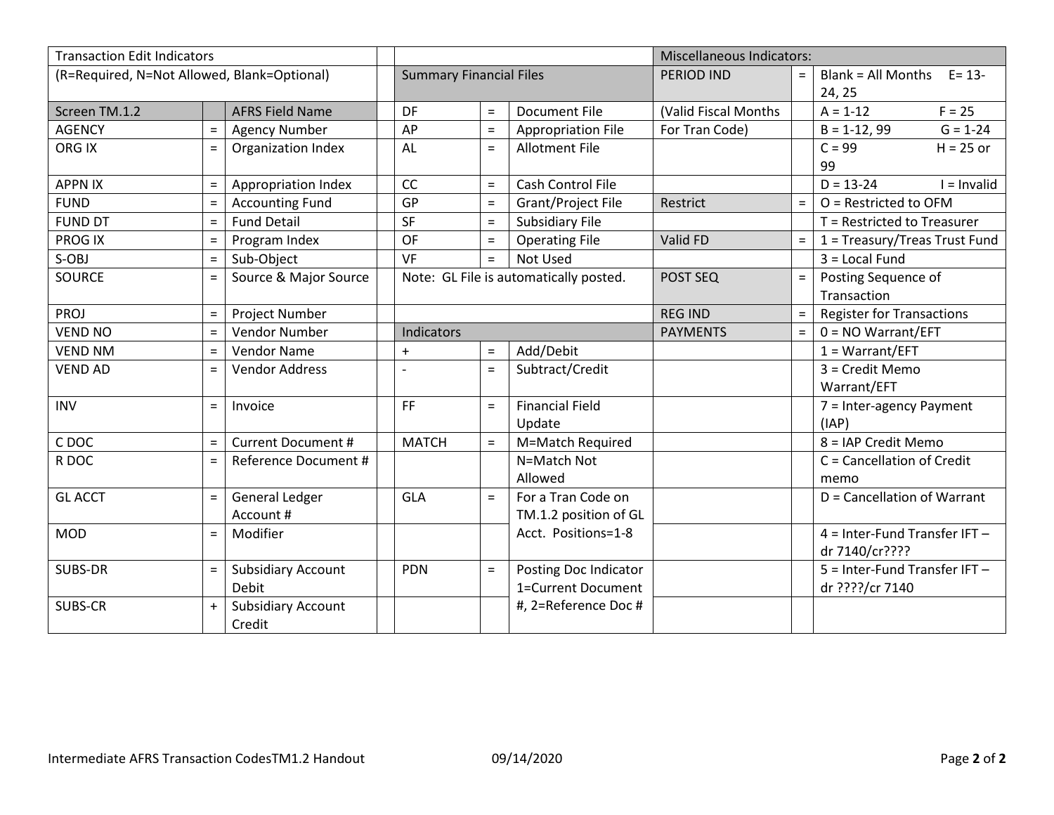| | | | | | | | | | | |
|---|---|---|---|---|---|---|---|---|---|---|
| Transaction Edit Indicators | | | | | | | | Miscellaneous Indicators: | | |
| (R=Required, N=Not Allowed, Blank=Optional) | | | | Summary Financial Files | | | | PERIOD IND | = | Blank = All Months E= 13-24, 25 |
| Screen TM.1.2 | | AFRS Field Name | | DF | = | Document File | | (Valid Fiscal Months | | A = 1-12 F = 25 |
| AGENCY | = | Agency Number | | AP | = | Appropriation File | | For Tran Code) | | B = 1-12, 99 G = 1-24 |
| ORG IX | = | Organization Index | | AL | = | Allotment File | | | | C = 99 H = 25 or 99 |
| APPN IX | = | Appropriation Index | | CC | = | Cash Control File | | | | D = 13-24 I = Invalid |
| FUND | = | Accounting Fund | | GP | = | Grant/Project File | | Restrict | = | O = Restricted to OFM |
| FUND DT | = | Fund Detail | | SF | = | Subsidiary File | | | | T = Restricted to Treasurer |
| PROG IX | = | Program Index | | OF | = | Operating File | | Valid FD | = | 1 = Treasury/Treas Trust Fund |
| S-OBJ | = | Sub-Object | | VF | = | Not Used | | | | 3 = Local Fund |
| SOURCE | = | Source & Major Source | | Note: GL File is automatically posted. | | | | POST SEQ | = | Posting Sequence of Transaction |
| PROJ | = | Project Number | | | | | | REG IND | = | Register for Transactions |
| VEND NO | = | Vendor Number | | Indicators | | | | PAYMENTS | = | 0 = NO Warrant/EFT |
| VEND NM | = | Vendor Name | | + | = | Add/Debit | | | | 1 = Warrant/EFT |
| VEND AD | = | Vendor Address | | - | = | Subtract/Credit | | | | 3 = Credit Memo Warrant/EFT |
| INV | = | Invoice | | FF | = | Financial Field Update | | | | 7 = Inter-agency Payment (IAP) |
| C DOC | = | Current Document # | | MATCH | = | M=Match Required | | | | 8 = IAP Credit Memo |
| R DOC | = | Reference Document # | | | | N=Match Not Allowed | | | | C = Cancellation of Credit memo |
| GL ACCT | = | General Ledger Account # | | GLA | = | For a Tran Code on TM.1.2 position of GL Acct. Positions=1-8 | | | | D = Cancellation of Warrant |
| MOD | = | Modifier | | | | | | | | 4 = Inter-Fund Transfer IFT – dr 7140/cr???? |
| SUBS-DR | = | Subsidiary Account Debit | | PDN | = | Posting Doc Indicator 1=Current Document #, 2=Reference Doc # | | | | 5 = Inter-Fund Transfer IFT – dr ????/cr 7140 |
| SUBS-CR | + | Subsidiary Account Credit | | | | | | | | |

Intermediate AFRS Transaction CodesTM1.2 Handout 09/14/2020